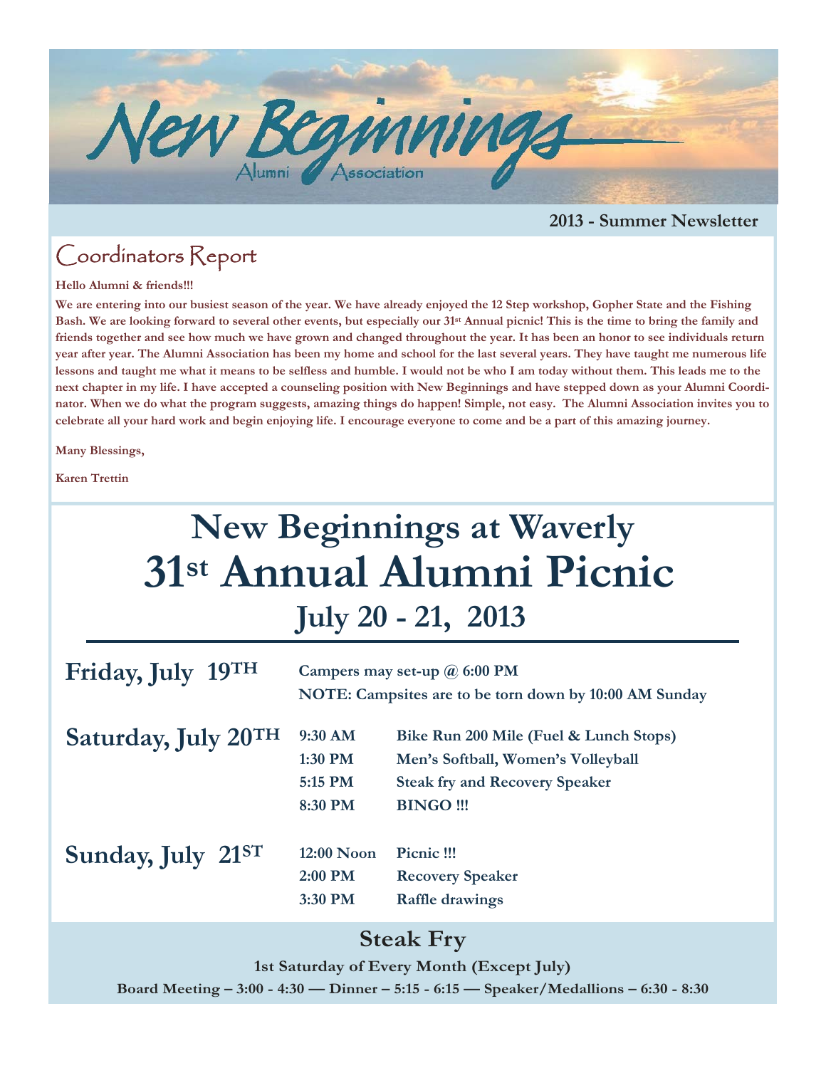# New Beginnings

Alumni Association

**2013 - Summer Newsletter**

## Coordinators Report

**Hello Alumni & friends!!!**

**We are entering into our busiest season of the year. We have already enjoyed the 12 Step workshop, Gopher State and the Fishing Bash. We are looking forward to several other events, but especially our 31st Annual picnic! This is the time to bring the family and friends together and see how much we have grown and changed throughout the year. It has been an honor to see individuals return year after year. The Alumni Association has been my home and school for the last several years. They have taught me numerous life lessons and taught me what it means to be selfless and humble. I would not be who I am today without them. This leads me to the next chapter in my life. I have accepted a counseling position with New Beginnings and have stepped down as your Alumni Coordinator. When we do what the program suggests, amazing things do happen! Simple, not easy. The Alumni Association invites you to celebrate all your hard work and begin enjoying life. I encourage everyone to come and be a part of this amazing journey.**

**Many Blessings,**

**Karen Trettin**

# New Beginnings at Waverly
# 31st Annual Alumni Picnic
## July 20 - 21, 2013

**Friday, July 19TH**

**Campers may set-up @ 6:00 PM**

**NOTE: Campsites are to be torn down by 10:00 AM Sunday**

**Saturday, July 20TH**

| | |
|---|---|
| **9:30 AM** | **Bike Run 200 Mile (Fuel & Lunch Stops)** |
| **1:30 PM** | **Men's Softball, Women's Volleyball** |
| **5:15 PM** | **Steak fry and Recovery Speaker** |
| **8:30 PM** | **BINGO !!!** |

**Sunday, July 21ST**

| | |
|---|---|
| **12:00 Noon** | **Picnic !!!** |
| **2:00 PM** | **Recovery Speaker** |
| **3:30 PM** | **Raffle drawings** |

## Steak Fry

**1st Saturday of Every Month (Except July)**

**Board Meeting – 3:00 - 4:30 — Dinner – 5:15 - 6:15 — Speaker/Medallions – 6:30 - 8:30**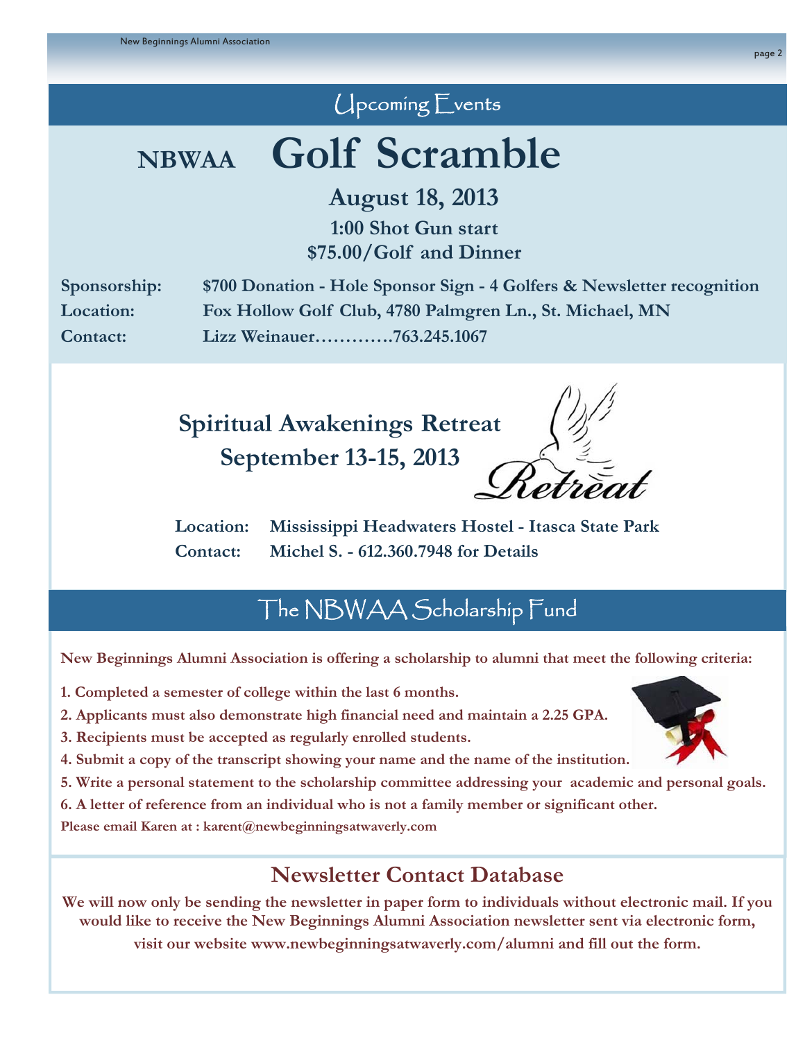## Upcoming Events

# NBWAA Golf Scramble

### August 18, 2013

**1:00 Shot Gun start**

**$75.00/Golf and Dinner**

**Sponsorship:** $700 Donation - Hole Sponsor Sign - 4 Golfers & Newsletter recognition
**Location:** Fox Hollow Golf Club, 4780 Palmgren Ln., St. Michael, MN
**Contact:** Lizz Weinauer…………763.245.1067

## Spiritual Awakenings Retreat
## September 13-15, 2013

Retreat

**Location:** Mississippi Headwaters Hostel - Itasca State Park
**Contact:** Michel S. - 612.360.7948 for Details

## The NBWAA Scholarship Fund

**New Beginnings Alumni Association is offering a scholarship to alumni that meet the following criteria:**

1. Completed a semester of college within the last 6 months.
2. Applicants must also demonstrate high financial need and maintain a 2.25 GPA.
3. Recipients must be accepted as regularly enrolled students.
4. Submit a copy of the transcript showing your name and the name of the institution.
5. Write a personal statement to the scholarship committee addressing your academic and personal goals.
6. A letter of reference from an individual who is not a family member or significant other.

Please email Karen at : karent@newbeginningsatwaverly.com

## Newsletter Contact Database

We will now only be sending the newsletter in paper form to individuals without electronic mail. If you would like to receive the New Beginnings Alumni Association newsletter sent via electronic form, visit our website www.newbeginningsatwaverly.com/alumni and fill out the form.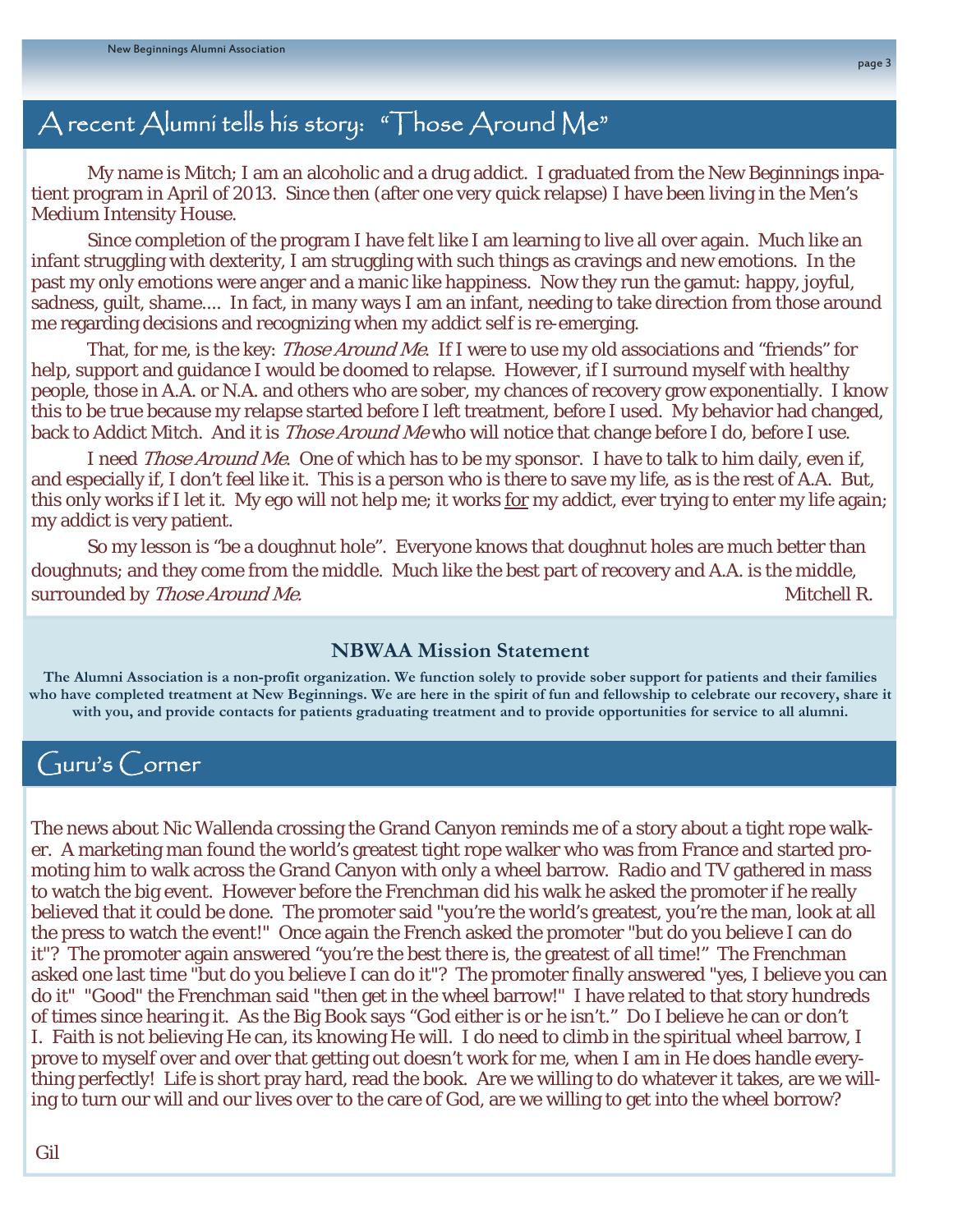## A recent Alumni tells his story: "Those Around Me"

My name is Mitch; I am an alcoholic and a drug addict. I graduated from the New Beginnings inpatient program in April of 2013. Since then (after one very quick relapse) I have been living in the Men's Medium Intensity House.

Since completion of the program I have felt like I am learning to live all over again. Much like an infant struggling with dexterity, I am struggling with such things as cravings and new emotions. In the past my only emotions were anger and a manic like happiness. Now they run the gamut: happy, joyful, sadness, guilt, shame.... In fact, in many ways I am an infant, needing to take direction from those around me regarding decisions and recognizing when my addict self is re-emerging.

That, for me, is the key: *Those Around Me*. If I were to use my old associations and "friends" for help, support and guidance I would be doomed to relapse. However, if I surround myself with healthy people, those in A.A. or N.A. and others who are sober, my chances of recovery grow exponentially. I know this to be true because my relapse started before I left treatment, before I used. My behavior had changed, back to Addict Mitch. And it is *Those Around Me* who will notice that change before I do, before I use.

I need *Those Around Me*. One of which has to be my sponsor. I have to talk to him daily, even if, and especially if, I don't feel like it. This is a person who is there to save my life, as is the rest of A.A. But, this only works if I let it. My ego will not help me; it works <u>for</u> my addict, ever trying to enter my life again; my addict is very patient.

So my lesson is "be a doughnut hole". Everyone knows that doughnut holes are much better than doughnuts; and they come from the middle. Much like the best part of recovery and A.A. is the middle, surrounded by *Those Around Me*.

Mitchell R.

### NBWAA Mission Statement

**The Alumni Association is a non-profit organization. We function solely to provide sober support for patients and their families who have completed treatment at New Beginnings. We are here in the spirit of fun and fellowship to celebrate our recovery, share it with you, and provide contacts for patients graduating treatment and to provide opportunities for service to all alumni.**

## Guru's Corner

The news about Nic Wallenda crossing the Grand Canyon reminds me of a story about a tight rope walker. A marketing man found the world's greatest tight rope walker who was from France and started promoting him to walk across the Grand Canyon with only a wheel barrow. Radio and TV gathered in mass to watch the big event. However before the Frenchman did his walk he asked the promoter if he really believed that it could be done. The promoter said "you're the world's greatest, you're the man, look at all the press to watch the event!" Once again the French asked the promoter "but do you believe I can do it"? The promoter again answered "you're the best there is, the greatest of all time!" The Frenchman asked one last time "but do you believe I can do it"? The promoter finally answered "yes, I believe you can do it" "Good" the Frenchman said "then get in the wheel barrow!" I have related to that story hundreds of times since hearing it. As the Big Book says "God either is or he isn't." Do I believe he can or don't I. Faith is not believing He can, its knowing He will. I do need to climb in the spiritual wheel barrow, I prove to myself over and over that getting out doesn't work for me, when I am in He does handle everything perfectly! Life is short pray hard, read the book. Are we willing to do whatever it takes, are we willing to turn our will and our lives over to the care of God, are we willing to get into the wheel borrow?

Gil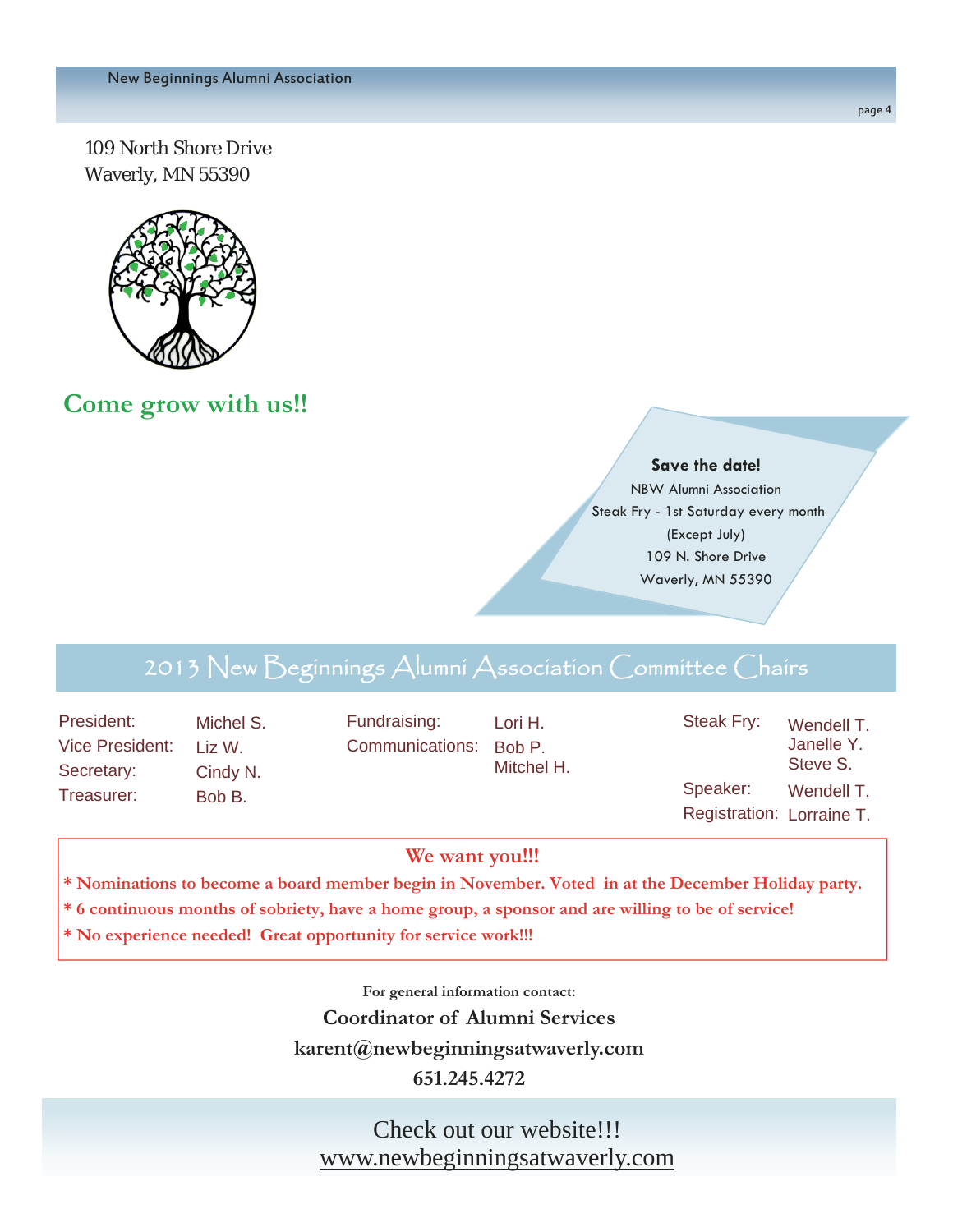109 North Shore Drive
Waverly, MN 55390

**Come grow with us!!**

**Save the date!**
NBW Alumni Association
Steak Fry - 1st Saturday every month
(Except July)
109 N. Shore Drive
Waverly, MN 55390

## 2013 New Beginnings Alumni Association Committee Chairs

| | | | | | |
|---|---|---|---|---|---|
| President: | Michel S. | Fundraising: | Lori H. | Steak Fry: | Wendell T., Janelle Y., Steve S. |
| Vice President: | Liz W. | Communications: | Bob P., Mitchel H. | Speaker: | Wendell T. |
| Secretary: | Cindy N. | | | Registration: | Lorraine T. |
| Treasurer: | Bob B. | | | | |

**We want you!!!**

**\* Nominations to become a board member begin in November. Voted in at the December Holiday party.**
**\* 6 continuous months of sobriety, have a home group, a sponsor and are willing to be of service!**
**\* No experience needed! Great opportunity for service work!!!**

For general information contact:
**Coordinator of Alumni Services**
**karent@newbeginningsatwaverly.com**
**651.245.4272**

Check out our website!!!
www.newbeginningsatwaverly.com